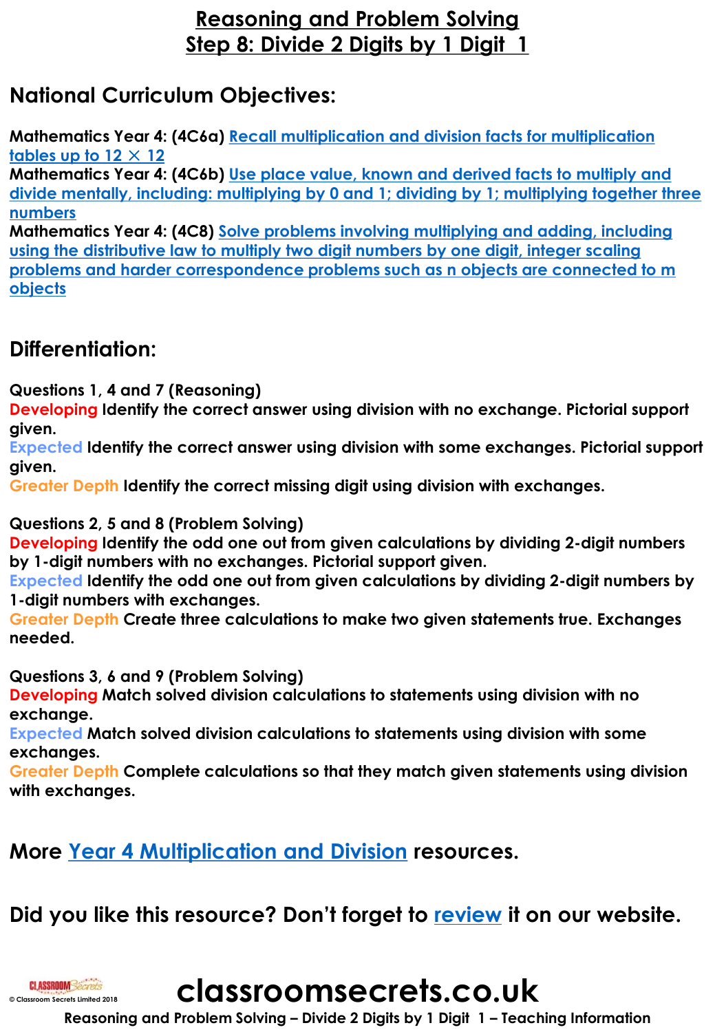# Reasoning and Problem Solving
# Step 8: Divide 2 Digits by 1 Digit 1

## National Curriculum Objectives:

**Mathematics Year 4: (4C6a)** Recall multiplication and division facts for multiplication tables up to 12 × 12
**Mathematics Year 4: (4C6b)** Use place value, known and derived facts to multiply and divide mentally, including: multiplying by 0 and 1; dividing by 1; multiplying together three numbers
**Mathematics Year 4: (4C8)** Solve problems involving multiplying and adding, including using the distributive law to multiply two digit numbers by one digit, integer scaling problems and harder correspondence problems such as n objects are connected to m objects

## Differentiation:

**Questions 1, 4 and 7 (Reasoning)**
**Developing** Identify the correct answer using division with no exchange. Pictorial support given.
**Expected** Identify the correct answer using division with some exchanges. Pictorial support given.
**Greater Depth** Identify the correct missing digit using division with exchanges.

**Questions 2, 5 and 8 (Problem Solving)**
**Developing** Identify the odd one out from given calculations by dividing 2-digit numbers by 1-digit numbers with no exchanges. Pictorial support given.
**Expected** Identify the odd one out from given calculations by dividing 2-digit numbers by 1-digit numbers with exchanges.
**Greater Depth** Create three calculations to make two given statements true. Exchanges needed.

**Questions 3, 6 and 9 (Problem Solving)**
**Developing** Match solved division calculations to statements using division with no exchange.
**Expected** Match solved division calculations to statements using division with some exchanges.
**Greater Depth** Complete calculations so that they match given statements using division with exchanges.

## More Year 4 Multiplication and Division resources.

## Did you like this resource? Don't forget to review it on our website.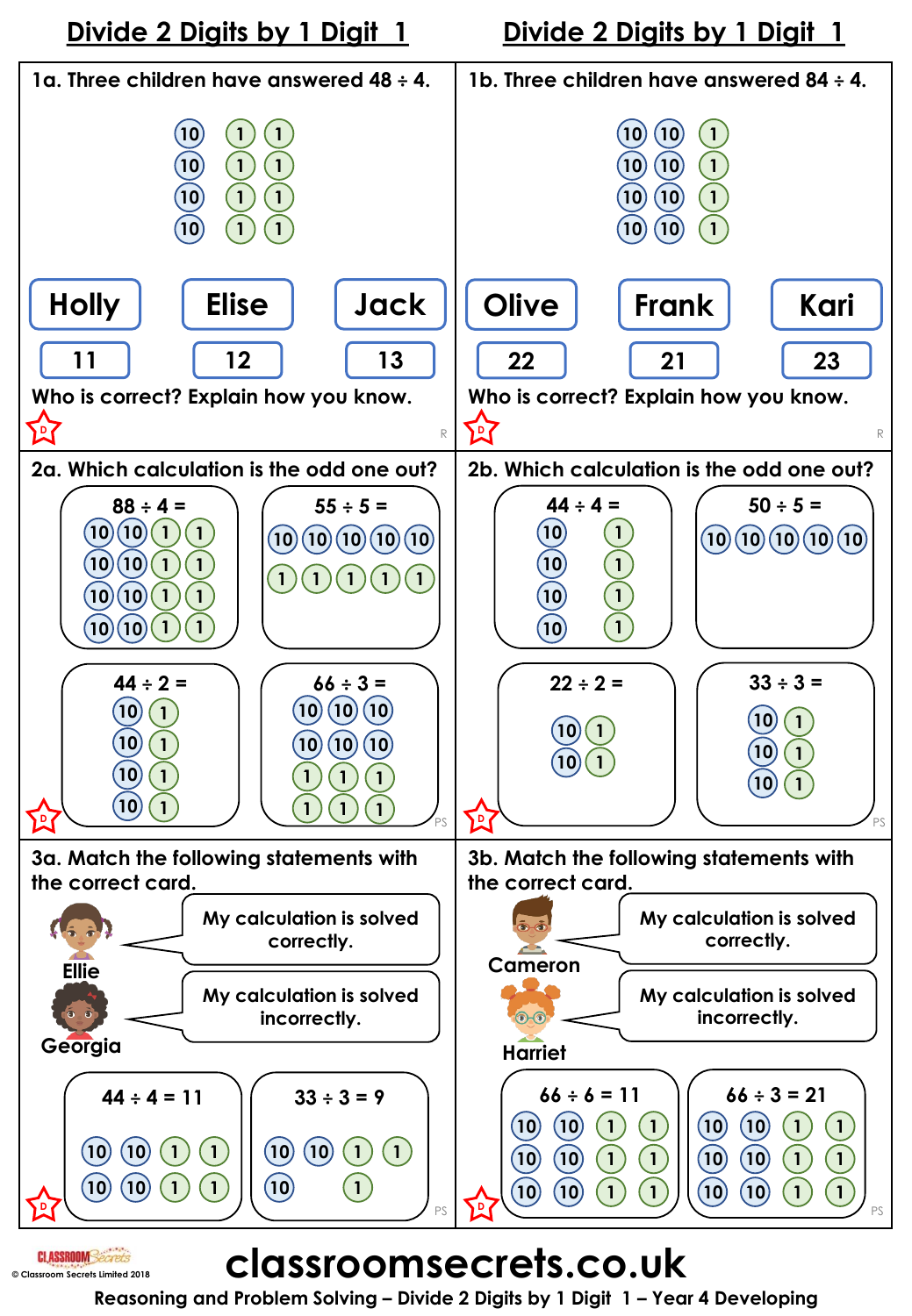# Divide 2 Digits by 1 Digit 1

**1a.** Three children have answered 48 ÷ 4.

10 1 1
10 1 1
10 1 1
10 1 1

| Holly | Elise | Jack |
|---|---|---|
| 11 | 12 | 13 |

Who is correct? Explain how you know.

**2a.** Which calculation is the odd one out?

88 ÷ 4 =
10 10 1 1
10 10 1 1
10 10 1 1
10 10 1 1

55 ÷ 5 =
10 10 10 10 10
1 1 1 1 1

44 ÷ 2 =
10 1
10 1
10 1
10 1

66 ÷ 3 =
10 10 10
10 10 10
1 1 1
1 1 1

**3a.** Match the following statements with the correct card.

Ellie: My calculation is solved correctly.

Georgia: My calculation is solved incorrectly.

44 ÷ 4 = 11
10 10 1 1
10 10 1 1

33 ÷ 3 = 9
10 10 1 1
10 1

# Divide 2 Digits by 1 Digit 1

**1b.** Three children have answered 84 ÷ 4.

10 10 1
10 10 1
10 10 1
10 10 1

| Olive | Frank | Kari |
|---|---|---|
| 22 | 21 | 23 |

Who is correct? Explain how you know.

**2b.** Which calculation is the odd one out?

44 ÷ 4 =
10 1
10 1
10 1
10 1

50 ÷ 5 =
10 10 10 10 10

22 ÷ 2 =
10 1
10 1

33 ÷ 3 =
10 1
10 1
10 1

**3b.** Match the following statements with the correct card.

Cameron: My calculation is solved correctly.

Harriet: My calculation is solved incorrectly.

66 ÷ 6 = 11
10 10 1 1
10 10 1 1
10 10 1 1

66 ÷ 3 = 21
10 10 1 1
10 10 1 1
10 10 1 1

classroomsecrets.co.uk

Reasoning and Problem Solving – Divide 2 Digits by 1 Digit 1 – Year 4 Developing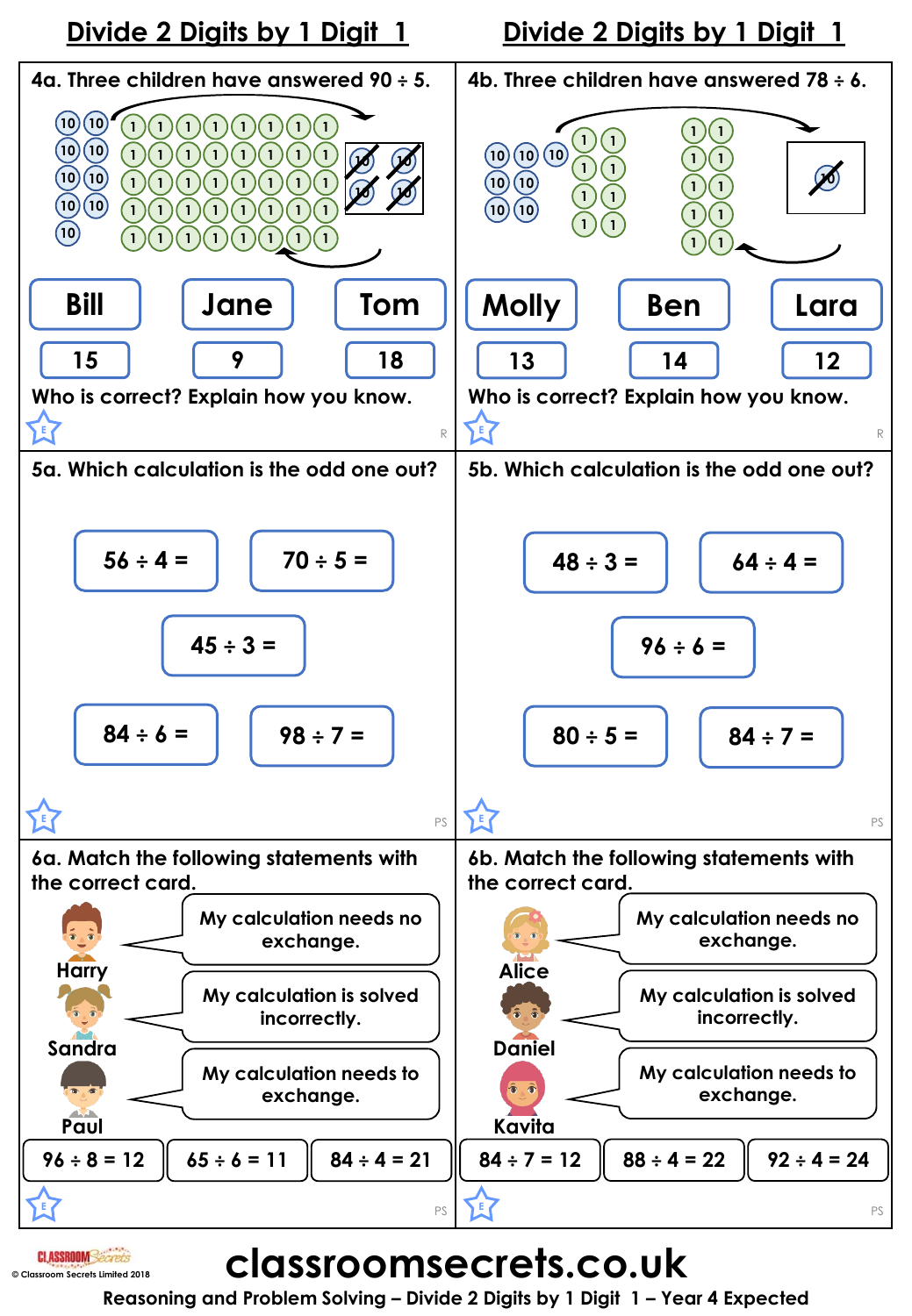## Divide 2 Digits by 1 Digit 1

**4a.** Three children have answered 90 ÷ 5.

| Bill | Jane | Tom |
|---|---|---|
| 15 | 9 | 18 |

Who is correct? Explain how you know.

R

**4b.** Three children have answered 78 ÷ 6.

| Molly | Ben | Lara |
|---|---|---|
| 13 | 14 | 12 |

Who is correct? Explain how you know.

R

**5a.** Which calculation is the odd one out?

56 ÷ 4 =

70 ÷ 5 =

45 ÷ 3 =

84 ÷ 6 =

98 ÷ 7 =

PS

**5b.** Which calculation is the odd one out?

48 ÷ 3 =

64 ÷ 4 =

96 ÷ 6 =

80 ÷ 5 =

84 ÷ 7 =

PS

**6a.** Match the following statements with the correct card.

Harry: My calculation needs no exchange.

Sandra: My calculation is solved incorrectly.

Paul: My calculation needs to exchange.

| 96 ÷ 8 = 12 | 65 ÷ 6 = 11 | 84 ÷ 4 = 21 |
|---|---|---|

PS

**6b.** Match the following statements with the correct card.

Alice: My calculation needs no exchange.

Daniel: My calculation is solved incorrectly.

Kavita: My calculation needs to exchange.

| 84 ÷ 7 = 12 | 88 ÷ 4 = 22 | 92 ÷ 4 = 24 |
|---|---|---|

PS

classroomsecrets.co.uk

Reasoning and Problem Solving – Divide 2 Digits by 1 Digit 1 – Year 4 Expected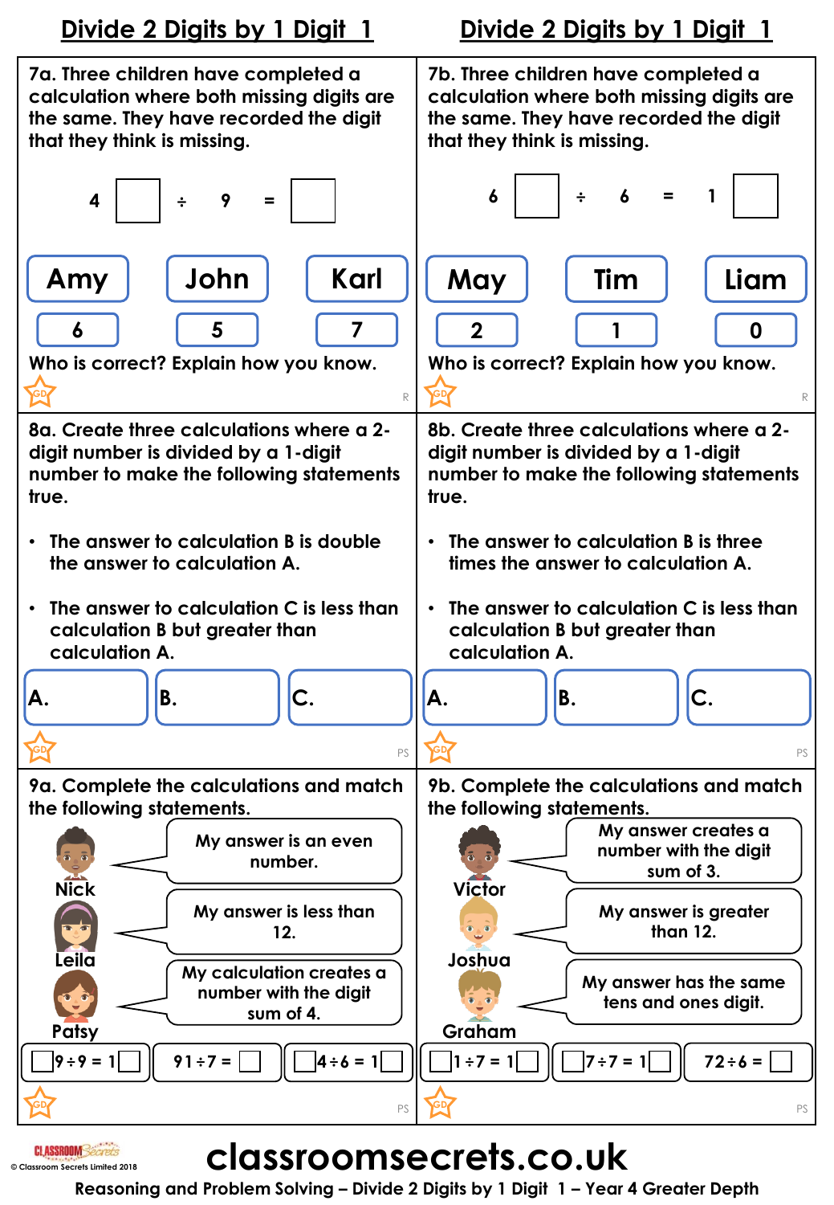# Divide 2 Digits by 1 Digit 1

**7a.** Three children have completed a calculation where both missing digits are the same. They have recorded the digit that they think is missing.

4 ☐ ÷ 9 = ☐

| Amy | John | Karl |
|---|---|---|
| 6 | 5 | 7 |

Who is correct? Explain how you know.

GD R

**8a.** Create three calculations where a 2-digit number is divided by a 1-digit number to make the following statements true.

- The answer to calculation B is double the answer to calculation A.
- The answer to calculation C is less than calculation B but greater than calculation A.

| A. | B. | C. |
|---|---|---|
| | | |

GD PS

**9a.** Complete the calculations and match the following statements.

Nick: My answer is an even number.

Leila: My answer is less than 12.

Patsy: My calculation creates a number with the digit sum of 4.

| ☐9 ÷ 9 = 1☐ | 91 ÷ 7 = ☐ | ☐4 ÷ 6 = 1☐ |
|---|---|---|

GD PS

# Divide 2 Digits by 1 Digit 1

**7b.** Three children have completed a calculation where both missing digits are the same. They have recorded the digit that they think is missing.

6 ☐ ÷ 6 = 1 ☐

| May | Tim | Liam |
|---|---|---|
| 2 | 1 | 0 |

Who is correct? Explain how you know.

GD R

**8b.** Create three calculations where a 2-digit number is divided by a 1-digit number to make the following statements true.

- The answer to calculation B is three times the answer to calculation A.
- The answer to calculation C is less than calculation B but greater than calculation A.

| A. | B. | C. |
|---|---|---|
| | | |

GD PS

**9b.** Complete the calculations and match the following statements.

Victor: My answer creates a number with the digit sum of 3.

Joshua: My answer is greater than 12.

Graham: My answer has the same tens and ones digit.

| ☐1 ÷ 7 = 1☐ | ☐7 ÷ 7 = 1☐ | 72 ÷ 6 = ☐ |
|---|---|---|

GD PS

classroomsecrets.co.uk

Reasoning and Problem Solving – Divide 2 Digits by 1 Digit 1 – Year 4 Greater Depth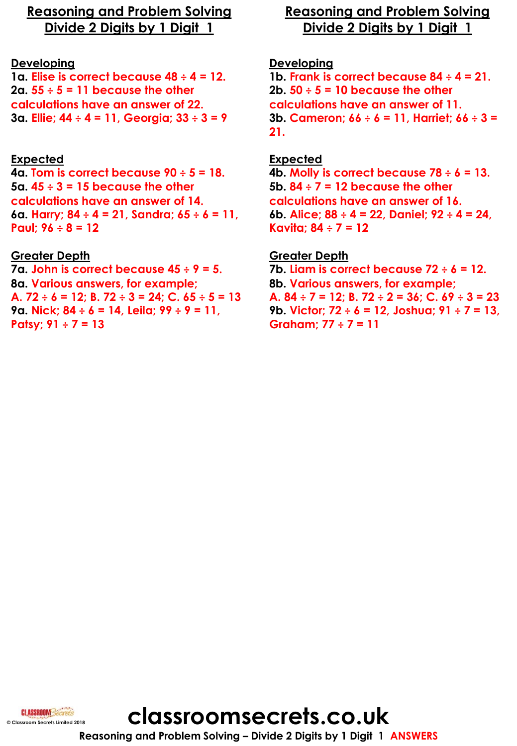## Reasoning and Problem Solving
## Divide 2 Digits by 1 Digit 1

### Developing

**1a.** Elise is correct because 48 ÷ 4 = 12.
**2a.** 55 ÷ 5 = 11 because the other calculations have an answer of 22.
**3a.** Ellie; 44 ÷ 4 = 11, Georgia; 33 ÷ 3 = 9

### Expected

**4a.** Tom is correct because 90 ÷ 5 = 18.
**5a.** 45 ÷ 3 = 15 because the other calculations have an answer of 14.
**6a.** Harry; 84 ÷ 4 = 21, Sandra; 65 ÷ 6 = 11, Paul; 96 ÷ 8 = 12

### Greater Depth

**7a.** John is correct because 45 ÷ 9 = 5.
**8a.** Various answers, for example;
A. 72 ÷ 6 = 12; B. 72 ÷ 3 = 24; C. 65 ÷ 5 = 13
**9a.** Nick; 84 ÷ 6 = 14, Leila; 99 ÷ 9 = 11, Patsy; 91 ÷ 7 = 13

## Reasoning and Problem Solving
## Divide 2 Digits by 1 Digit 1

### Developing

**1b.** Frank is correct because 84 ÷ 4 = 21.
**2b.** 50 ÷ 5 = 10 because the other calculations have an answer of 11.
**3b.** Cameron; 66 ÷ 6 = 11, Harriet; 66 ÷ 3 = 21.

### Expected

**4b.** Molly is correct because 78 ÷ 6 = 13.
**5b.** 84 ÷ 7 = 12 because the other calculations have an answer of 16.
**6b.** Alice; 88 ÷ 4 = 22, Daniel; 92 ÷ 4 = 24, Kavita; 84 ÷ 7 = 12

### Greater Depth

**7b.** Liam is correct because 72 ÷ 6 = 12.
**8b.** Various answers, for example;
A. 84 ÷ 7 = 12; B. 72 ÷ 2 = 36; C. 69 ÷ 3 = 23
**9b.** Victor; 72 ÷ 6 = 12, Joshua; 91 ÷ 7 = 13, Graham; 77 ÷ 7 = 11